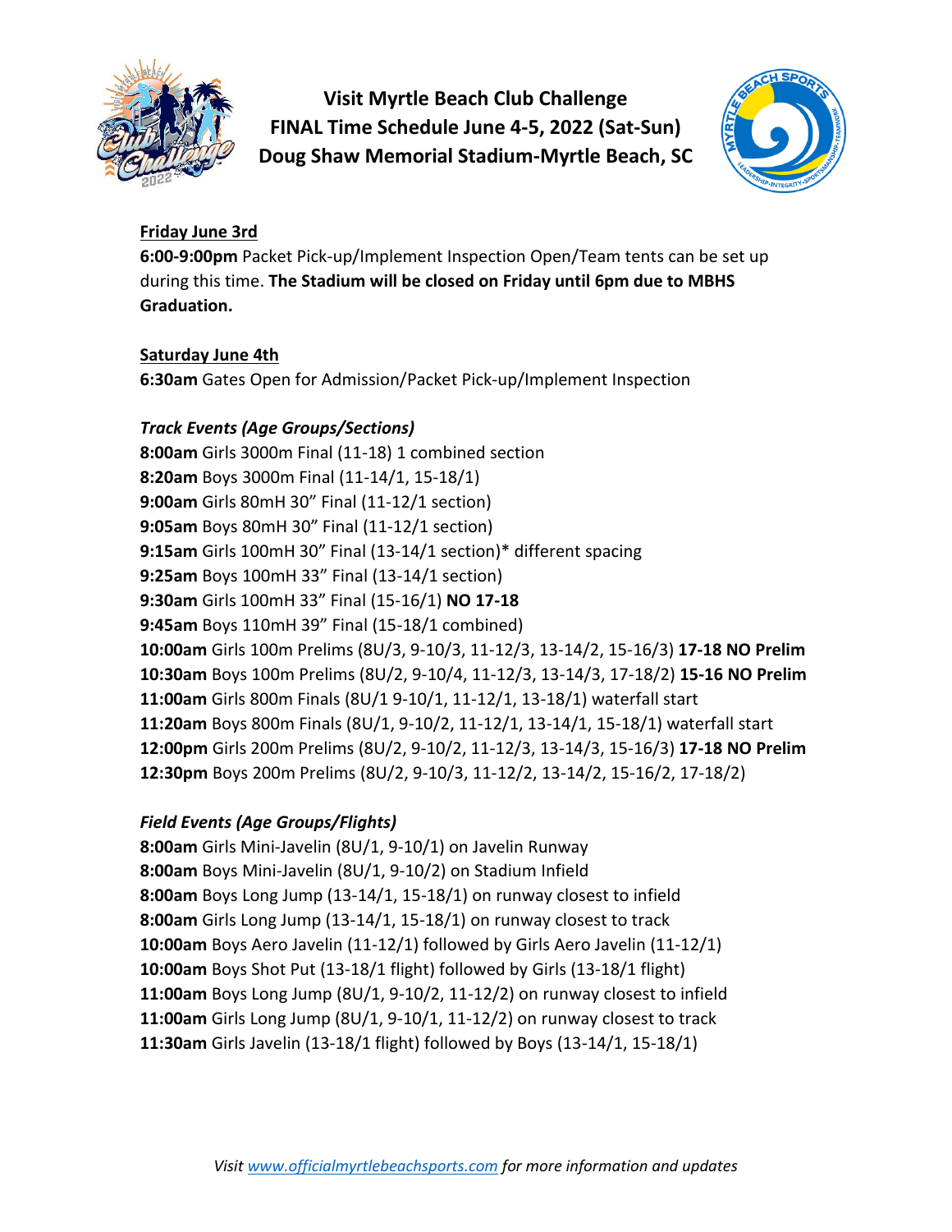# Visit Myrtle Beach Club Challenge
# FINAL Time Schedule June 4-5, 2022 (Sat-Sun)
# Doug Shaw Memorial Stadium-Myrtle Beach, SC

**Friday June 3rd**

**6:00-9:00pm** Packet Pick-up/Implement Inspection Open/Team tents can be set up during this time. **The Stadium will be closed on Friday until 6pm due to MBHS Graduation.**

**Saturday June 4th**

**6:30am** Gates Open for Admission/Packet Pick-up/Implement Inspection

*Track Events (Age Groups/Sections)*

**8:00am** Girls 3000m Final (11-18) 1 combined section
**8:20am** Boys 3000m Final (11-14/1, 15-18/1)
**9:00am** Girls 80mH 30" Final (11-12/1 section)
**9:05am** Boys 80mH 30" Final (11-12/1 section)
**9:15am** Girls 100mH 30" Final (13-14/1 section)* different spacing
**9:25am** Boys 100mH 33" Final (13-14/1 section)
**9:30am** Girls 100mH 33" Final (15-16/1) **NO 17-18**
**9:45am** Boys 110mH 39" Final (15-18/1 combined)
**10:00am** Girls 100m Prelims (8U/3, 9-10/3, 11-12/3, 13-14/2, 15-16/3) **17-18 NO Prelim**
**10:30am** Boys 100m Prelims (8U/2, 9-10/4, 11-12/3, 13-14/3, 17-18/2) **15-16 NO Prelim**
**11:00am** Girls 800m Finals (8U/1 9-10/1, 11-12/1, 13-18/1) waterfall start
**11:20am** Boys 800m Finals (8U/1, 9-10/2, 11-12/1, 13-14/1, 15-18/1) waterfall start
**12:00pm** Girls 200m Prelims (8U/2, 9-10/2, 11-12/3, 13-14/3, 15-16/3) **17-18 NO Prelim**
**12:30pm** Boys 200m Prelims (8U/2, 9-10/3, 11-12/2, 13-14/2, 15-16/2, 17-18/2)

*Field Events (Age Groups/Flights)*

**8:00am** Girls Mini-Javelin (8U/1, 9-10/1) on Javelin Runway
**8:00am** Boys Mini-Javelin (8U/1, 9-10/2) on Stadium Infield
**8:00am** Boys Long Jump (13-14/1, 15-18/1) on runway closest to infield
**8:00am** Girls Long Jump (13-14/1, 15-18/1) on runway closest to track
**10:00am** Boys Aero Javelin (11-12/1) followed by Girls Aero Javelin (11-12/1)
**10:00am** Boys Shot Put (13-18/1 flight) followed by Girls (13-18/1 flight)
**11:00am** Boys Long Jump (8U/1, 9-10/2, 11-12/2) on runway closest to infield
**11:00am** Girls Long Jump (8U/1, 9-10/1, 11-12/2) on runway closest to track
**11:30am** Girls Javelin (13-18/1 flight) followed by Boys (13-14/1, 15-18/1)

*Visit [www.officialmyrtlebeachsports.com](www.officialmyrtlebeachsports.com) for more information and updates*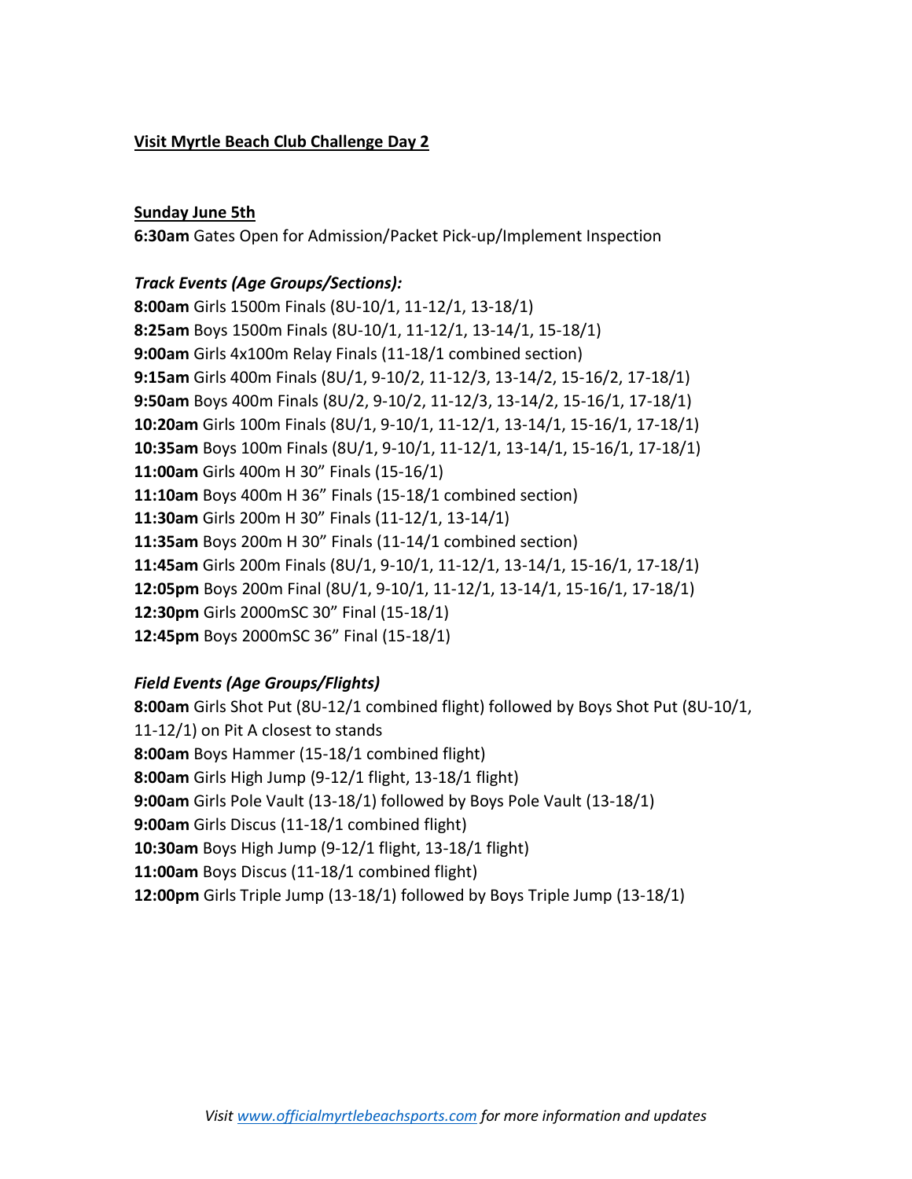**Visit Myrtle Beach Club Challenge Day 2**

**Sunday June 5th**

**6:30am** Gates Open for Admission/Packet Pick-up/Implement Inspection

***Track Events (Age Groups/Sections):***

**8:00am** Girls 1500m Finals (8U-10/1, 11-12/1, 13-18/1)
**8:25am** Boys 1500m Finals (8U-10/1, 11-12/1, 13-14/1, 15-18/1)
**9:00am** Girls 4x100m Relay Finals (11-18/1 combined section)
**9:15am** Girls 400m Finals (8U/1, 9-10/2, 11-12/3, 13-14/2, 15-16/2, 17-18/1)
**9:50am** Boys 400m Finals (8U/2, 9-10/2, 11-12/3, 13-14/2, 15-16/1, 17-18/1)
**10:20am** Girls 100m Finals (8U/1, 9-10/1, 11-12/1, 13-14/1, 15-16/1, 17-18/1)
**10:35am** Boys 100m Finals (8U/1, 9-10/1, 11-12/1, 13-14/1, 15-16/1, 17-18/1)
**11:00am** Girls 400m H 30" Finals (15-16/1)
**11:10am** Boys 400m H 36" Finals (15-18/1 combined section)
**11:30am** Girls 200m H 30" Finals (11-12/1, 13-14/1)
**11:35am** Boys 200m H 30" Finals (11-14/1 combined section)
**11:45am** Girls 200m Finals (8U/1, 9-10/1, 11-12/1, 13-14/1, 15-16/1, 17-18/1)
**12:05pm** Boys 200m Final (8U/1, 9-10/1, 11-12/1, 13-14/1, 15-16/1, 17-18/1)
**12:30pm** Girls 2000mSC 30" Final (15-18/1)
**12:45pm** Boys 2000mSC 36" Final (15-18/1)

***Field Events (Age Groups/Flights)***

**8:00am** Girls Shot Put (8U-12/1 combined flight) followed by Boys Shot Put (8U-10/1, 11-12/1) on Pit A closest to stands
**8:00am** Boys Hammer (15-18/1 combined flight)
**8:00am** Girls High Jump (9-12/1 flight, 13-18/1 flight)
**9:00am** Girls Pole Vault (13-18/1) followed by Boys Pole Vault (13-18/1)
**9:00am** Girls Discus (11-18/1 combined flight)
**10:30am** Boys High Jump (9-12/1 flight, 13-18/1 flight)
**11:00am** Boys Discus (11-18/1 combined flight)
**12:00pm** Girls Triple Jump (13-18/1) followed by Boys Triple Jump (13-18/1)

*Visit www.officialmyrtlebeachsports.com for more information and updates*